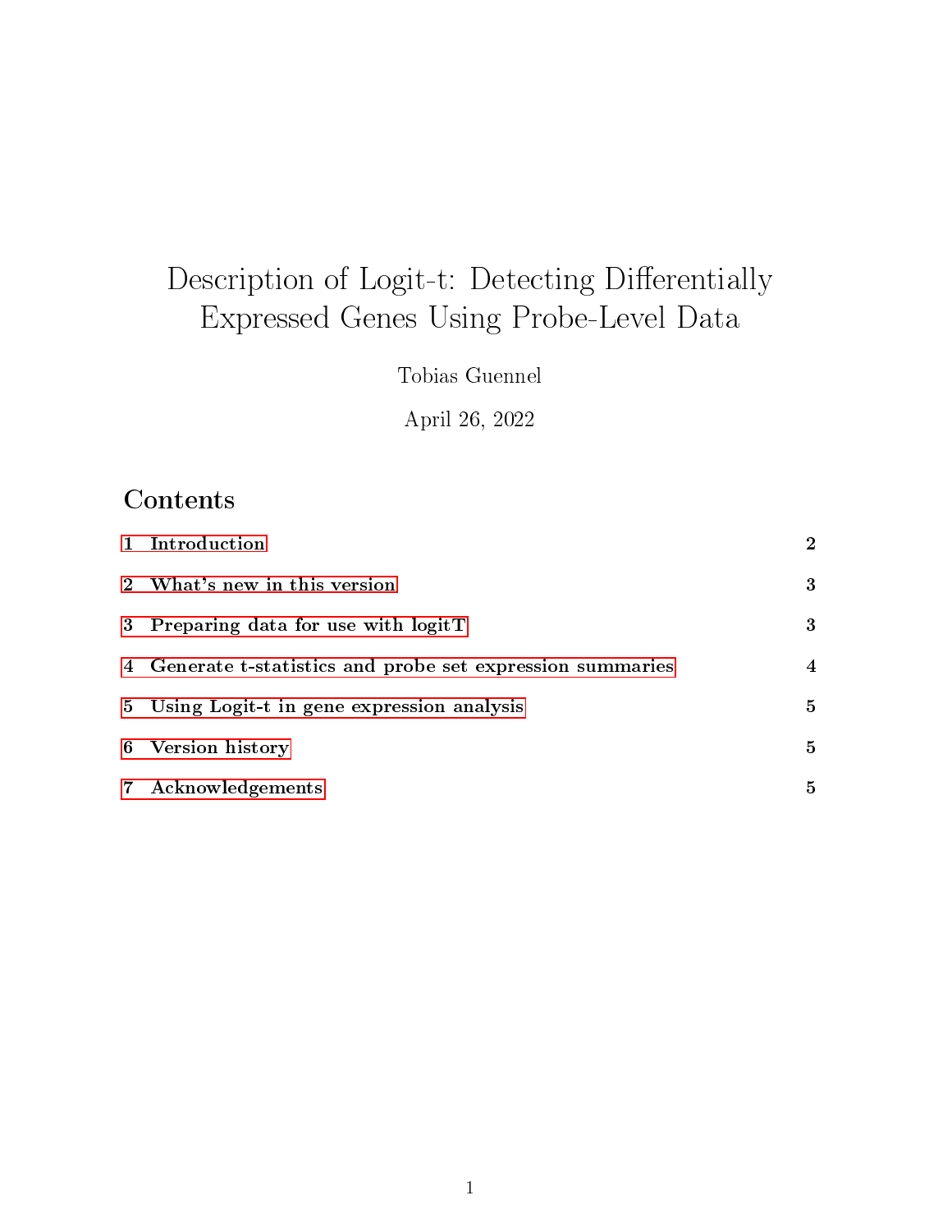# Description of Logit-t: Detecting Differentially Expressed Genes Using Probe-Level Data

Tobias Guennel

April 26, 2022

## Contents

1 Introduction 2

2 What's new in this version 3

3 Preparing data for use with logitT 3

4 Generate t-statistics and probe set expression summaries 4

5 Using Logit-t in gene expression analysis 5

6 Version history 5

7 Acknowledgements 5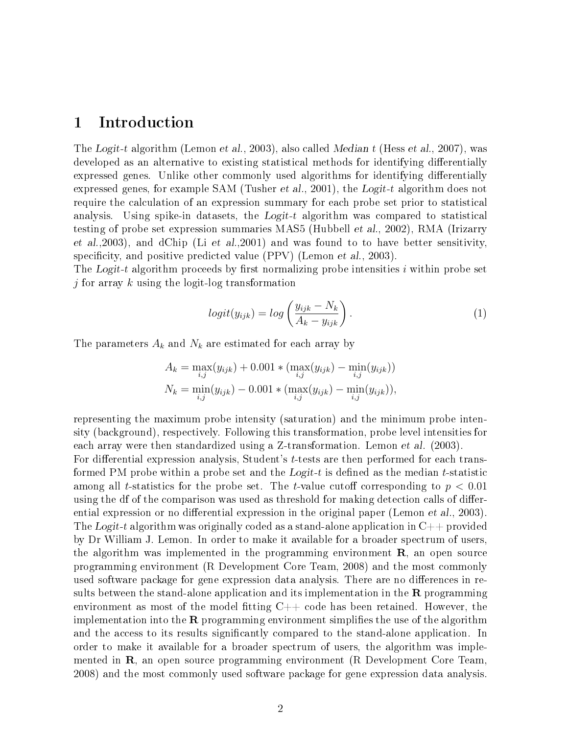# 1 Introduction

The *Logit-t* algorithm (Lemon *et al.*, 2003), also called *Median t* (Hess *et al.*, 2007), was developed as an alternative to existing statistical methods for identifying differentially expressed genes. Unlike other commonly used algorithms for identifying differentially expressed genes, for example SAM (Tusher *et al.*, 2001), the *Logit-t* algorithm does not require the calculation of an expression summary for each probe set prior to statistical analysis. Using spike-in datasets, the *Logit-t* algorithm was compared to statistical testing of probe set expression summaries MAS5 (Hubbell *et al.*, 2002), RMA (Irizarry *et al.*,2003), and dChip (Li *et al.*,2001) and was found to to have better sensitivity, specificity, and positive predicted value (PPV) (Lemon *et al.*, 2003).
The *Logit-t* algorithm proceeds by first normalizing probe intensities $i$ within probe set $j$ for array $k$ using the logit-log transformation

$$logit(y_{ijk}) = log\left(\frac{y_{ijk} - N_k}{A_k - y_{ijk}}\right). \quad (1)$$

The parameters $A_k$ and $N_k$ are estimated for each array by

$$A_k = \max_{i,j}(y_{ijk}) + 0.001 * (\max_{i,j}(y_{ijk}) - \min_{i,j}(y_{ijk}))$$
$$N_k = \min_{i,j}(y_{ijk}) - 0.001 * (\max_{i,j}(y_{ijk}) - \min_{i,j}(y_{ijk})),$$

representing the maximum probe intensity (saturation) and the minimum probe intensity (background), respectively. Following this transformation, probe level intensities for each array were then standardized using a Z-transformation. Lemon *et al.* (2003).
For differential expression analysis, Student's *t*-tests are then performed for each transformed PM probe within a probe set and the *Logit-t* is defined as the median *t*-statistic among all *t*-statistics for the probe set. The *t*-value cutoff corresponding to $p < 0.01$ using the df of the comparison was used as threshold for making detection calls of differential expression or no differential expression in the original paper (Lemon *et al.*, 2003). The *Logit-t* algorithm was originally coded as a stand-alone application in C++ provided by Dr William J. Lemon. In order to make it available for a broader spectrum of users, the algorithm was implemented in the programming environment **R**, an open source programming environment (R Development Core Team, 2008) and the most commonly used software package for gene expression data analysis. There are no differences in results between the stand-alone application and its implementation in the **R** programming environment as most of the model fitting C++ code has been retained. However, the implementation into the **R** programming environment simplifies the use of the algorithm and the access to its results significantly compared to the stand-alone application. In order to make it available for a broader spectrum of users, the algorithm was implemented in **R**, an open source programming environment (R Development Core Team, 2008) and the most commonly used software package for gene expression data analysis.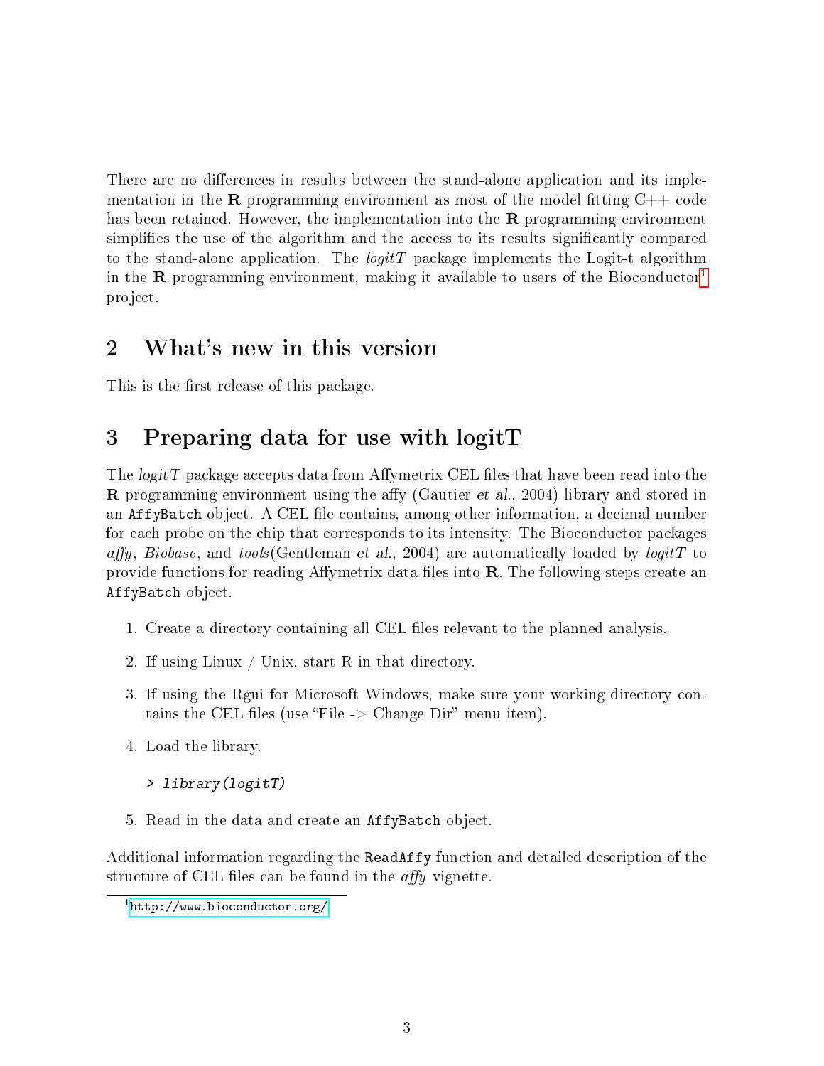There are no differences in results between the stand-alone application and its implementation in the **R** programming environment as most of the model fitting C++ code has been retained. However, the implementation into the **R** programming environment simplifies the use of the algorithm and the access to its results significantly compared to the stand-alone application. The *logitT* package implements the Logit-t algorithm in the **R** programming environment, making it available to users of the Bioconductor[1] project.

## 2 What's new in this version

This is the first release of this package.

## 3 Preparing data for use with logitT

The *logitT* package accepts data from Affymetrix CEL files that have been read into the **R** programming environment using the affy (Gautier *et al.*, 2004) library and stored in an `AffyBatch` object. A CEL file contains, among other information, a decimal number for each probe on the chip that corresponds to its intensity. The Bioconductor packages *affy*, *Biobase*, and *tools*(Gentleman *et al.*, 2004) are automatically loaded by *logitT* to provide functions for reading Affymetrix data files into **R**. The following steps create an `AffyBatch` object.

1. Create a directory containing all CEL files relevant to the planned analysis.
2. If using Linux / Unix, start R in that directory.
3. If using the Rgui for Microsoft Windows, make sure your working directory contains the CEL files (use "File -> Change Dir" menu item).
4. Load the library.

   ```
   > library(logitT)
   ```

5. Read in the data and create an `AffyBatch` object.

Additional information regarding the `ReadAffy` function and detailed description of the structure of CEL files can be found in the *affy* vignette.

[1] http://www.bioconductor.org/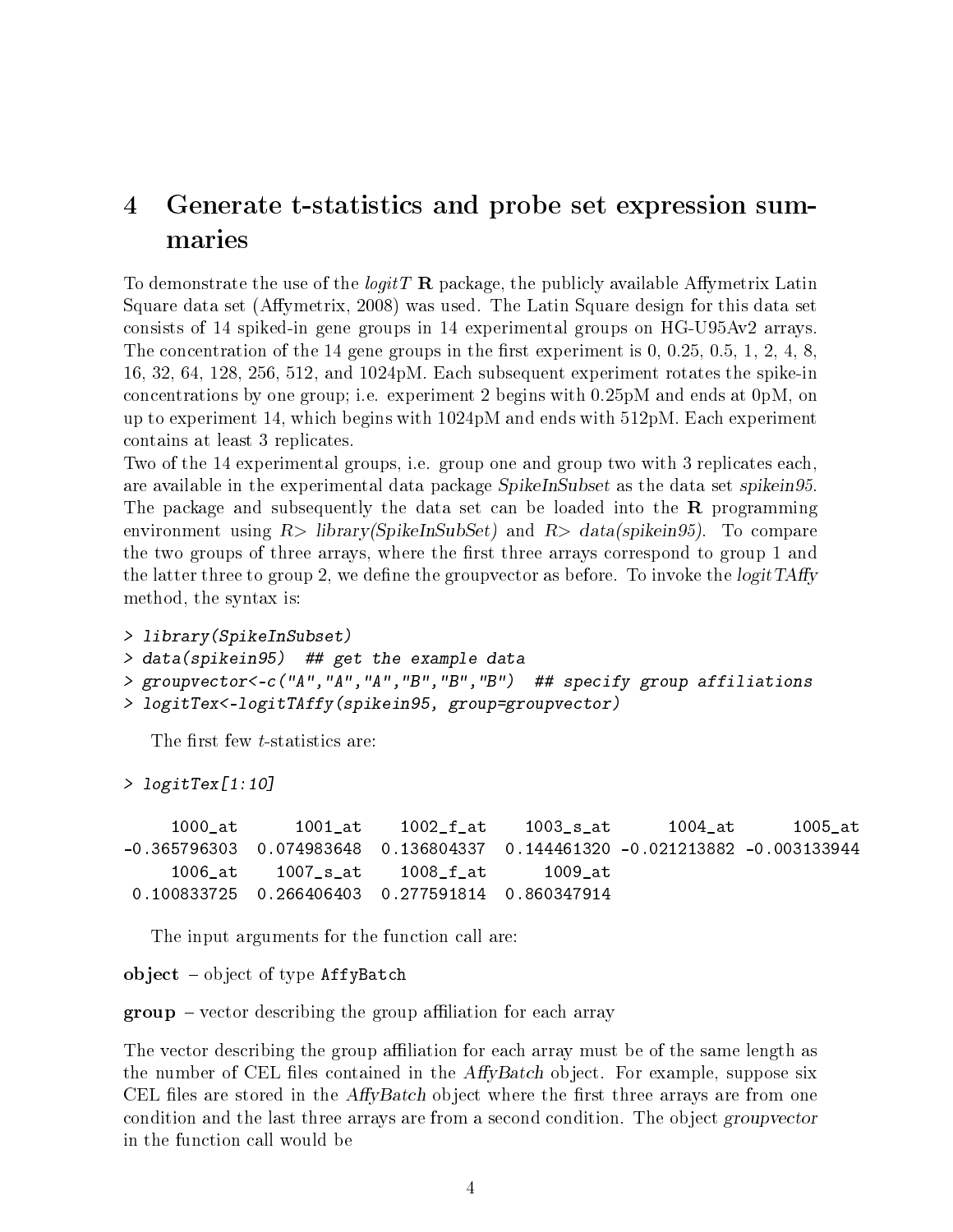# 4 Generate t-statistics and probe set expression summaries

To demonstrate the use of the *logitT* **R** package, the publicly available Affymetrix Latin Square data set (Affymetrix, 2008) was used. The Latin Square design for this data set consists of 14 spiked-in gene groups in 14 experimental groups on HG-U95Av2 arrays. The concentration of the 14 gene groups in the first experiment is 0, 0.25, 0.5, 1, 2, 4, 8, 16, 32, 64, 128, 256, 512, and 1024pM. Each subsequent experiment rotates the spike-in concentrations by one group; i.e. experiment 2 begins with 0.25pM and ends at 0pM, on up to experiment 14, which begins with 1024pM and ends with 512pM. Each experiment contains at least 3 replicates.
Two of the 14 experimental groups, i.e. group one and group two with 3 replicates each, are available in the experimental data package *SpikeInSubset* as the data set *spikein95*. The package and subsequently the data set can be loaded into the **R** programming environment using *R> library(SpikeInSubSet)* and *R> data(spikein95)*. To compare the two groups of three arrays, where the first three arrays correspond to group 1 and the latter three to group 2, we define the groupvector as before. To invoke the *logitTAffy* method, the syntax is:

```
> library(SpikeInSubset)
> data(spikein95)  ## get the example data
> groupvector<-c("A","A","A","B","B","B")  ## specify group affiliations
> logitTex<-logitTAffy(spikein95, group=groupvector)
```

The first few *t*-statistics are:

```
> logitTex[1:10]

     1000_at      1001_at    1002_f_at    1003_s_at      1004_at      1005_at
-0.365796303  0.074983648  0.136804337  0.144461320 -0.021213882 -0.003133944
     1006_at    1007_s_at    1008_f_at      1009_at
 0.100833725  0.266406403  0.277591814  0.860347914
```

The input arguments for the function call are:

**object** – object of type `AffyBatch`

**group** – vector describing the group affiliation for each array

The vector describing the group affiliation for each array must be of the same length as the number of CEL files contained in the *AffyBatch* object. For example, suppose six CEL files are stored in the *AffyBatch* object where the first three arrays are from one condition and the last three arrays are from a second condition. The object *groupvector* in the function call would be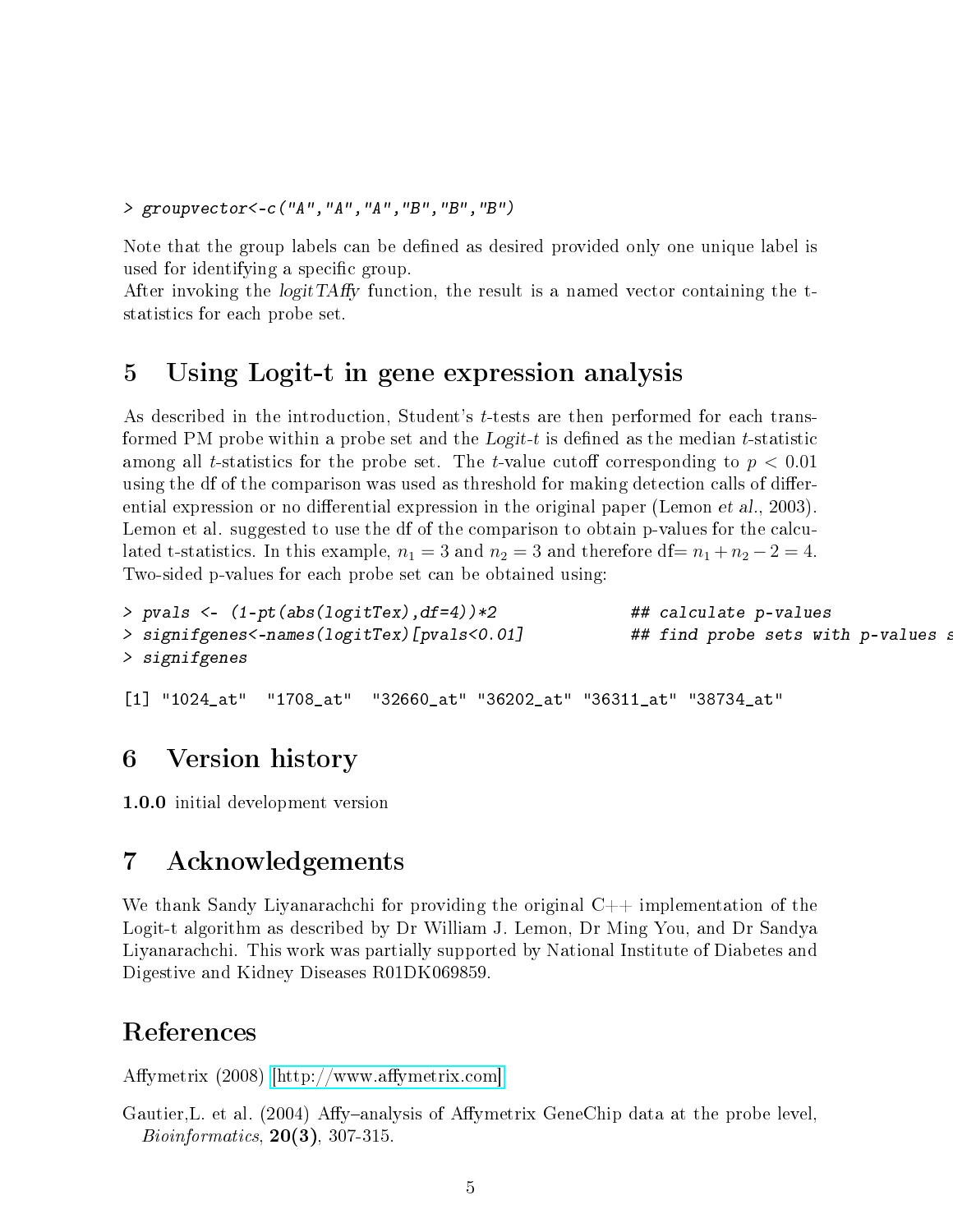```
> groupvector<-c("A","A","A","B","B","B")
```

Note that the group labels can be defined as desired provided only one unique label is used for identifying a specific group.
After invoking the *logitTAffy* function, the result is a named vector containing the t-statistics for each probe set.

# 5 Using Logit-t in gene expression analysis

As described in the introduction, Student's *t*-tests are then performed for each transformed PM probe within a probe set and the *Logit-t* is defined as the median *t*-statistic among all *t*-statistics for the probe set. The *t*-value cutoff corresponding to $p < 0.01$ using the df of the comparison was used as threshold for making detection calls of differential expression or no differential expression in the original paper (Lemon *et al.*, 2003). Lemon et al. suggested to use the df of the comparison to obtain p-values for the calculated t-statistics. In this example, $n_1 = 3$ and $n_2 = 3$ and therefore df$= n_1 + n_2 - 2 = 4$. Two-sided p-values for each probe set can be obtained using:

```
> pvals <- (1-pt(abs(logitTex),df=4))*2              ## calculate p-values
> signifgenes<-names(logitTex)[pvals<0.01]           ## find probe sets with p-values s
> signifgenes

[1] "1024_at"  "1708_at"  "32660_at" "36202_at" "36311_at" "38734_at"
```

# 6 Version history

**1.0.0** initial development version

# 7 Acknowledgements

We thank Sandy Liyanarachchi for providing the original C++ implementation of the Logit-t algorithm as described by Dr William J. Lemon, Dr Ming You, and Dr Sandya Liyanarachchi. This work was partially supported by National Institute of Diabetes and Digestive and Kidney Diseases R01DK069859.

# References

Affymetrix (2008) [http://www.affymetrix.com]

Gautier,L. et al. (2004) Affy–analysis of Affymetrix GeneChip data at the probe level, *Bioinformatics*, **20(3)**, 307-315.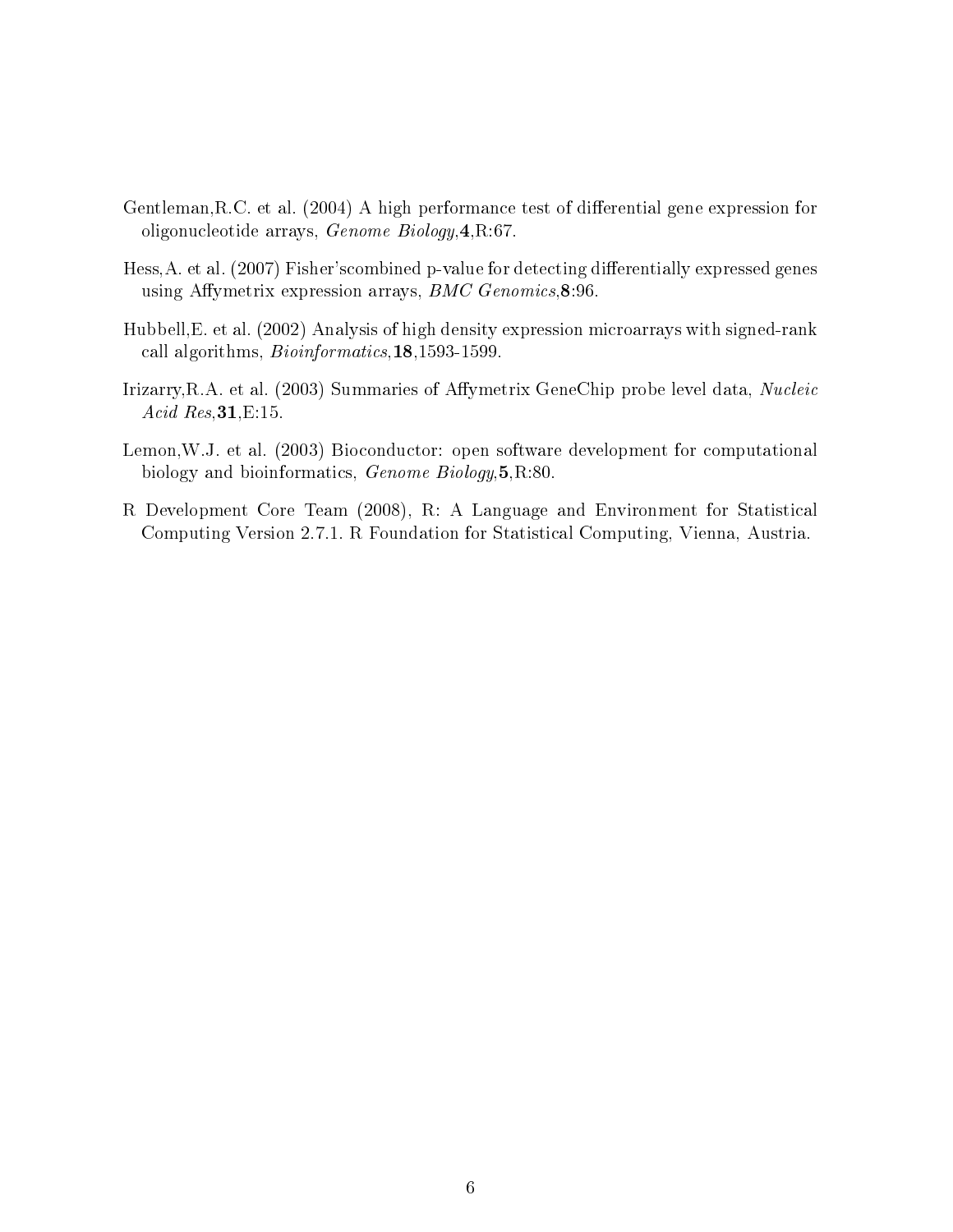Gentleman,R.C. et al. (2004) A high performance test of differential gene expression for oligonucleotide arrays, *Genome Biology*,**4**,R:67.

Hess,A. et al. (2007) Fisher'scombined p-value for detecting differentially expressed genes using Affymetrix expression arrays, *BMC Genomics*,**8**:96.

Hubbell,E. et al. (2002) Analysis of high density expression microarrays with signed-rank call algorithms, *Bioinformatics*,**18**,1593-1599.

Irizarry,R.A. et al. (2003) Summaries of Affymetrix GeneChip probe level data, *Nucleic Acid Res*,**31**,E:15.

Lemon,W.J. et al. (2003) Bioconductor: open software development for computational biology and bioinformatics, *Genome Biology*,**5**,R:80.

R Development Core Team (2008), R: A Language and Environment for Statistical Computing Version 2.7.1. R Foundation for Statistical Computing, Vienna, Austria.